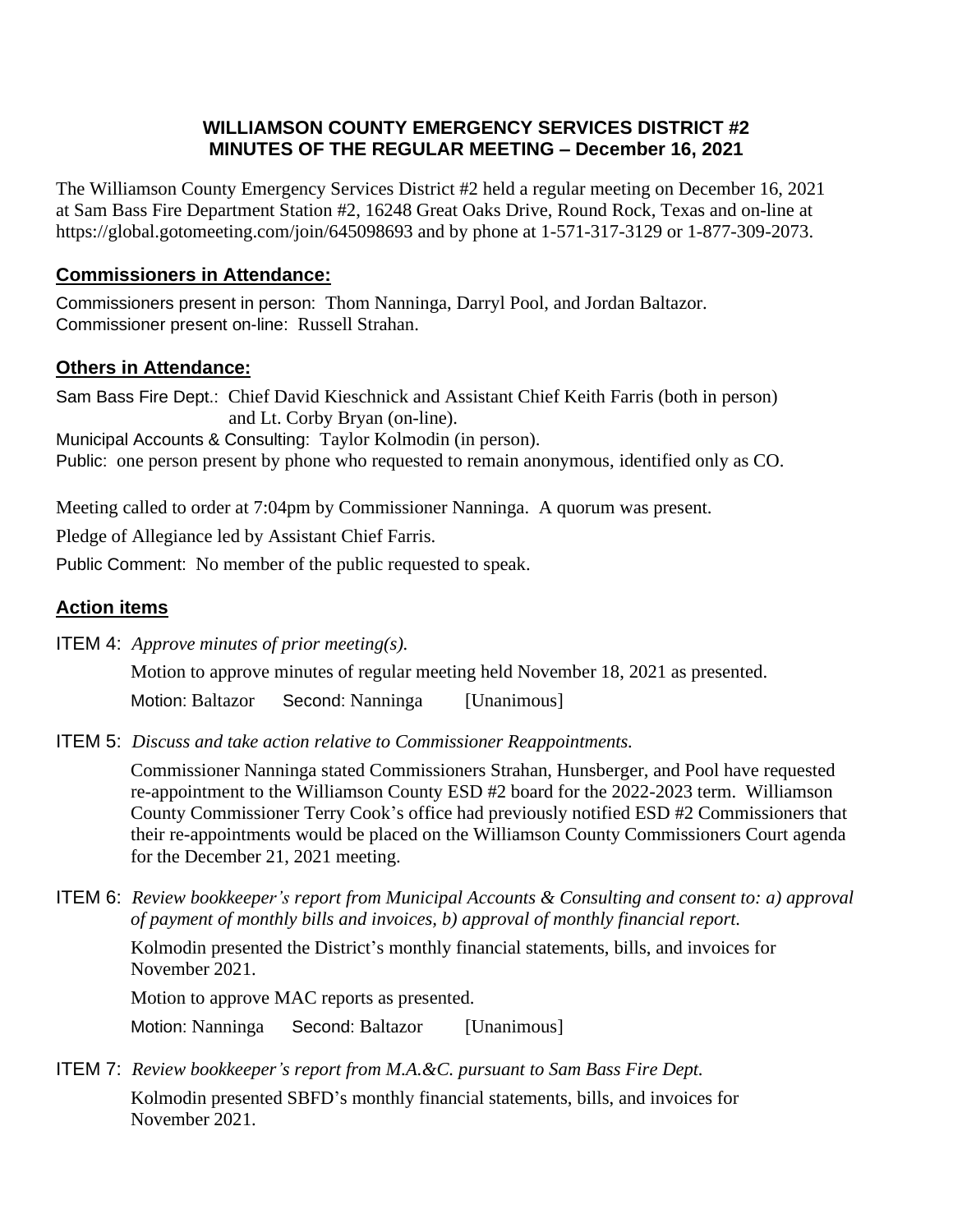# WILLIAMSON COUNTY EMERGENCY SERVICES DISTRICT #2
## MINUTES OF THE REGULAR MEETING – December 16, 2021

The Williamson County Emergency Services District #2 held a regular meeting on December 16, 2021 at Sam Bass Fire Department Station #2, 16248 Great Oaks Drive, Round Rock, Texas and on-line at https://global.gotomeeting.com/join/645098693 and by phone at 1-571-317-3129 or 1-877-309-2073.

## Commissioners in Attendance:

Commissioners present in person: Thom Nanninga, Darryl Pool, and Jordan Baltazor.
Commissioner present on-line: Russell Strahan.

## Others in Attendance:

Sam Bass Fire Dept.: Chief David Kieschnick and Assistant Chief Keith Farris (both in person) and Lt. Corby Bryan (on-line).
Municipal Accounts & Consulting: Taylor Kolmodin (in person).
Public: one person present by phone who requested to remain anonymous, identified only as CO.

Meeting called to order at 7:04pm by Commissioner Nanninga. A quorum was present.

Pledge of Allegiance led by Assistant Chief Farris.

Public Comment: No member of the public requested to speak.

## Action items

ITEM 4: *Approve minutes of prior meeting(s).*

Motion to approve minutes of regular meeting held November 18, 2021 as presented.

Motion: Baltazor    Second: Nanninga    [Unanimous]

ITEM 5: *Discuss and take action relative to Commissioner Reappointments.*

Commissioner Nanninga stated Commissioners Strahan, Hunsberger, and Pool have requested re-appointment to the Williamson County ESD #2 board for the 2022-2023 term. Williamson County Commissioner Terry Cook's office had previously notified ESD #2 Commissioners that their re-appointments would be placed on the Williamson County Commissioners Court agenda for the December 21, 2021 meeting.

ITEM 6: *Review bookkeeper's report from Municipal Accounts & Consulting and consent to: a) approval of payment of monthly bills and invoices, b) approval of monthly financial report.*

Kolmodin presented the District's monthly financial statements, bills, and invoices for November 2021.

Motion to approve MAC reports as presented.

Motion: Nanninga    Second: Baltazor    [Unanimous]

ITEM 7: *Review bookkeeper's report from M.A.&C. pursuant to Sam Bass Fire Dept.*

Kolmodin presented SBFD's monthly financial statements, bills, and invoices for November 2021.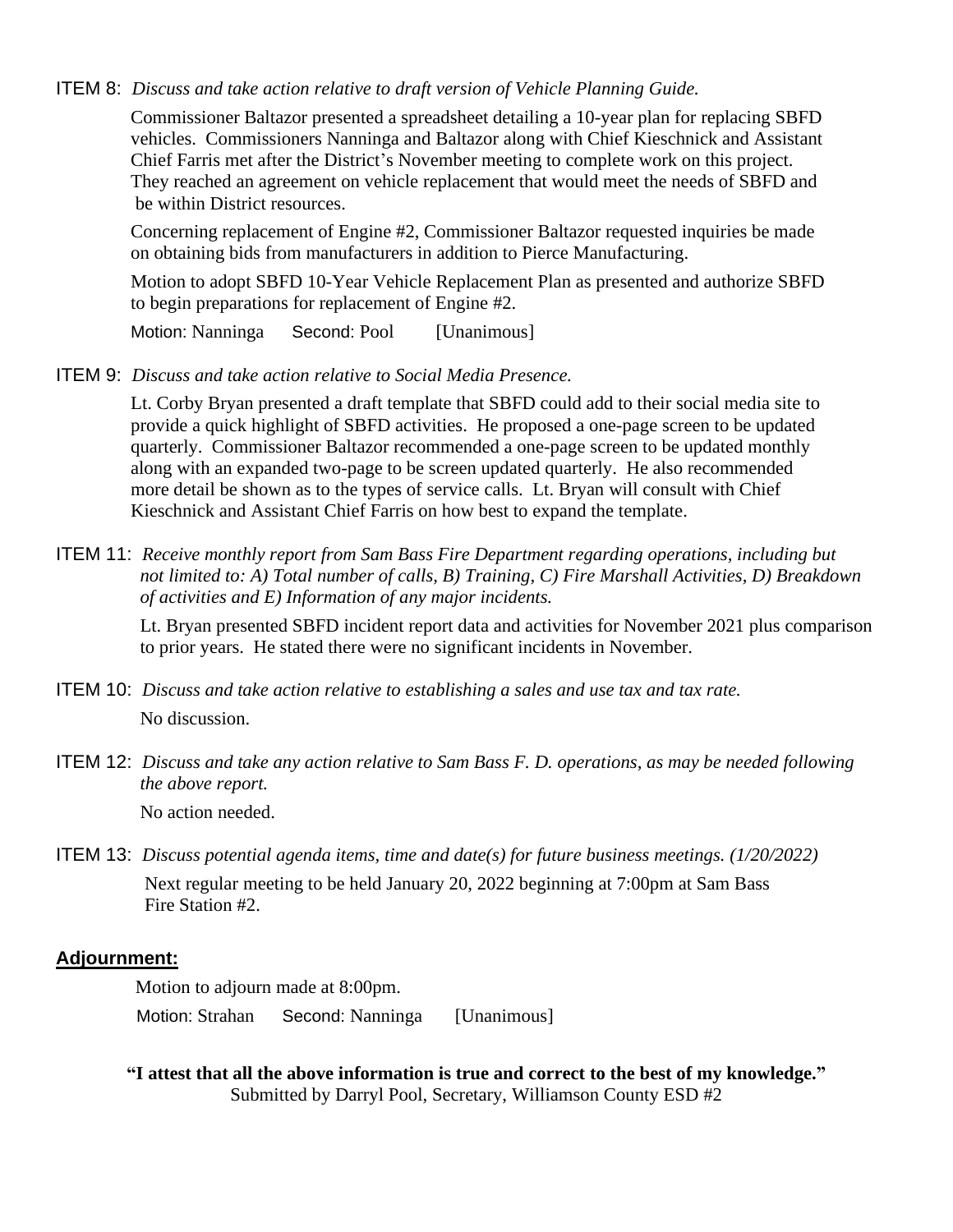ITEM 8: *Discuss and take action relative to draft version of Vehicle Planning Guide.*

Commissioner Baltazor presented a spreadsheet detailing a 10-year plan for replacing SBFD vehicles. Commissioners Nanninga and Baltazor along with Chief Kieschnick and Assistant Chief Farris met after the District's November meeting to complete work on this project. They reached an agreement on vehicle replacement that would meet the needs of SBFD and be within District resources.

Concerning replacement of Engine #2, Commissioner Baltazor requested inquiries be made on obtaining bids from manufacturers in addition to Pierce Manufacturing.

Motion to adopt SBFD 10-Year Vehicle Replacement Plan as presented and authorize SBFD to begin preparations for replacement of Engine #2.

Motion: Nanninga Second: Pool [Unanimous]

ITEM 9: *Discuss and take action relative to Social Media Presence.*

Lt. Corby Bryan presented a draft template that SBFD could add to their social media site to provide a quick highlight of SBFD activities. He proposed a one-page screen to be updated quarterly. Commissioner Baltazor recommended a one-page screen to be updated monthly along with an expanded two-page to be screen updated quarterly. He also recommended more detail be shown as to the types of service calls. Lt. Bryan will consult with Chief Kieschnick and Assistant Chief Farris on how best to expand the template.

ITEM 11: *Receive monthly report from Sam Bass Fire Department regarding operations, including but not limited to: A) Total number of calls, B) Training, C) Fire Marshall Activities, D) Breakdown of activities and E) Information of any major incidents.*

Lt. Bryan presented SBFD incident report data and activities for November 2021 plus comparison to prior years. He stated there were no significant incidents in November.

ITEM 10: *Discuss and take action relative to establishing a sales and use tax and tax rate.*

No discussion.

ITEM 12: *Discuss and take any action relative to Sam Bass F. D. operations, as may be needed following the above report.*

No action needed.

ITEM 13: *Discuss potential agenda items, time and date(s) for future business meetings. (1/20/2022)*

Next regular meeting to be held January 20, 2022 beginning at 7:00pm at Sam Bass Fire Station #2.

## Adjournment:

Motion to adjourn made at 8:00pm.

Motion: Strahan Second: Nanninga [Unanimous]

**"I attest that all the above information is true and correct to the best of my knowledge."**
Submitted by Darryl Pool, Secretary, Williamson County ESD #2